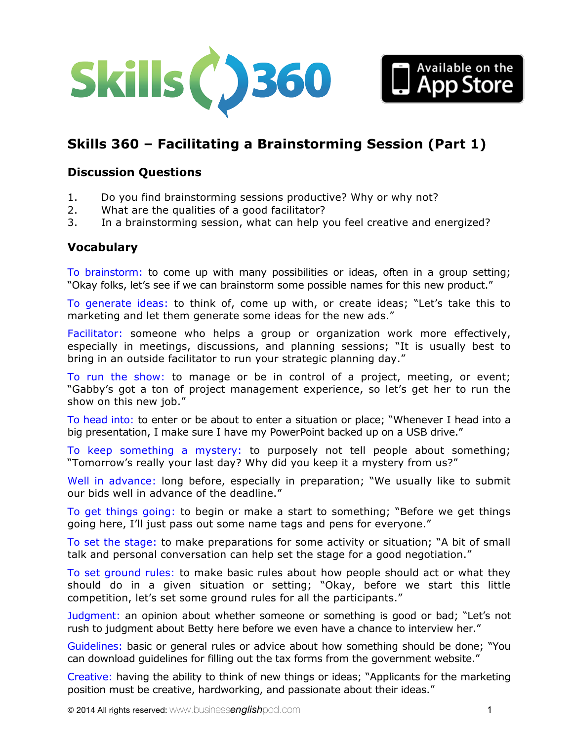# Skills 360 – Facilitating a Brainstorming Session (Part 1)

## Discussion Questions

1. Do you find brainstorming sessions productive? Why or why not?
2. What are the qualities of a good facilitator?
3. In a brainstorming session, what can help you feel creative and energized?

## Vocabulary

To brainstorm: to come up with many possibilities or ideas, often in a group setting; "Okay folks, let's see if we can brainstorm some possible names for this new product."

To generate ideas: to think of, come up with, or create ideas; "Let's take this to marketing and let them generate some ideas for the new ads."

Facilitator: someone who helps a group or organization work more effectively, especially in meetings, discussions, and planning sessions; "It is usually best to bring in an outside facilitator to run your strategic planning day."

To run the show: to manage or be in control of a project, meeting, or event; "Gabby's got a ton of project management experience, so let's get her to run the show on this new job."

To head into: to enter or be about to enter a situation or place; "Whenever I head into a big presentation, I make sure I have my PowerPoint backed up on a USB drive."

To keep something a mystery: to purposely not tell people about something; "Tomorrow's really your last day? Why did you keep it a mystery from us?"

Well in advance: long before, especially in preparation; "We usually like to submit our bids well in advance of the deadline."

To get things going: to begin or make a start to something; "Before we get things going here, I'll just pass out some name tags and pens for everyone."

To set the stage: to make preparations for some activity or situation; "A bit of small talk and personal conversation can help set the stage for a good negotiation."

To set ground rules: to make basic rules about how people should act or what they should do in a given situation or setting; "Okay, before we start this little competition, let's set some ground rules for all the participants."

Judgment: an opinion about whether someone or something is good or bad; "Let's not rush to judgment about Betty here before we even have a chance to interview her."

Guidelines: basic or general rules or advice about how something should be done; "You can download guidelines for filling out the tax forms from the government website."

Creative: having the ability to think of new things or ideas; "Applicants for the marketing position must be creative, hardworking, and passionate about their ideas."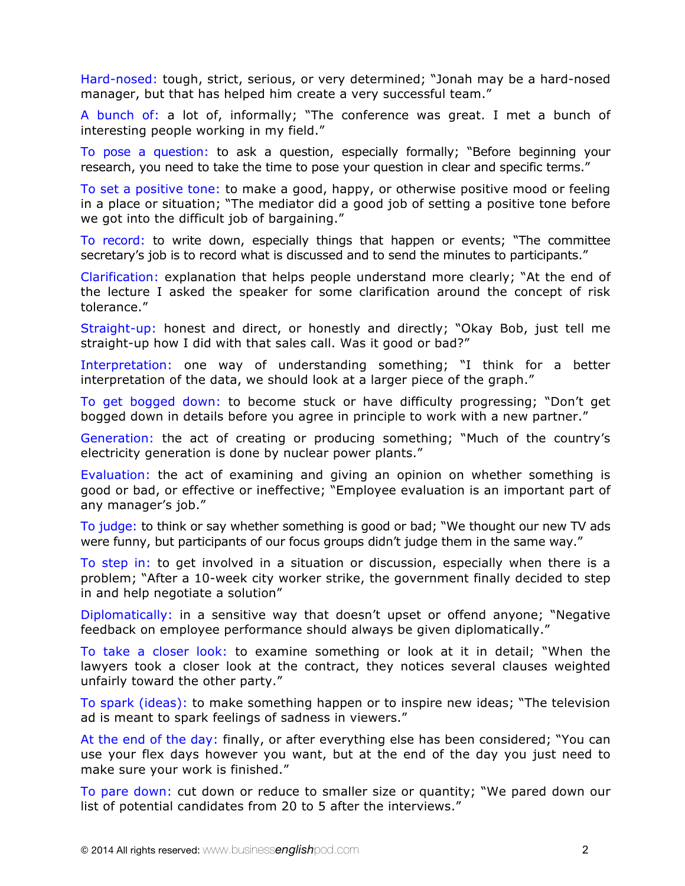Hard-nosed: tough, strict, serious, or very determined; "Jonah may be a hard-nosed manager, but that has helped him create a very successful team."

A bunch of: a lot of, informally; "The conference was great. I met a bunch of interesting people working in my field."

To pose a question: to ask a question, especially formally; "Before beginning your research, you need to take the time to pose your question in clear and specific terms."

To set a positive tone: to make a good, happy, or otherwise positive mood or feeling in a place or situation; "The mediator did a good job of setting a positive tone before we got into the difficult job of bargaining."

To record: to write down, especially things that happen or events; "The committee secretary's job is to record what is discussed and to send the minutes to participants."

Clarification: explanation that helps people understand more clearly; "At the end of the lecture I asked the speaker for some clarification around the concept of risk tolerance."

Straight-up: honest and direct, or honestly and directly; "Okay Bob, just tell me straight-up how I did with that sales call. Was it good or bad?"

Interpretation: one way of understanding something; "I think for a better interpretation of the data, we should look at a larger piece of the graph."

To get bogged down: to become stuck or have difficulty progressing; "Don't get bogged down in details before you agree in principle to work with a new partner."

Generation: the act of creating or producing something; "Much of the country's electricity generation is done by nuclear power plants."

Evaluation: the act of examining and giving an opinion on whether something is good or bad, or effective or ineffective; "Employee evaluation is an important part of any manager's job."

To judge: to think or say whether something is good or bad; "We thought our new TV ads were funny, but participants of our focus groups didn't judge them in the same way."

To step in: to get involved in a situation or discussion, especially when there is a problem; "After a 10-week city worker strike, the government finally decided to step in and help negotiate a solution"

Diplomatically: in a sensitive way that doesn't upset or offend anyone; "Negative feedback on employee performance should always be given diplomatically."

To take a closer look: to examine something or look at it in detail; "When the lawyers took a closer look at the contract, they notices several clauses weighted unfairly toward the other party."

To spark (ideas): to make something happen or to inspire new ideas; "The television ad is meant to spark feelings of sadness in viewers."

At the end of the day: finally, or after everything else has been considered; "You can use your flex days however you want, but at the end of the day you just need to make sure your work is finished."

To pare down: cut down or reduce to smaller size or quantity; "We pared down our list of potential candidates from 20 to 5 after the interviews."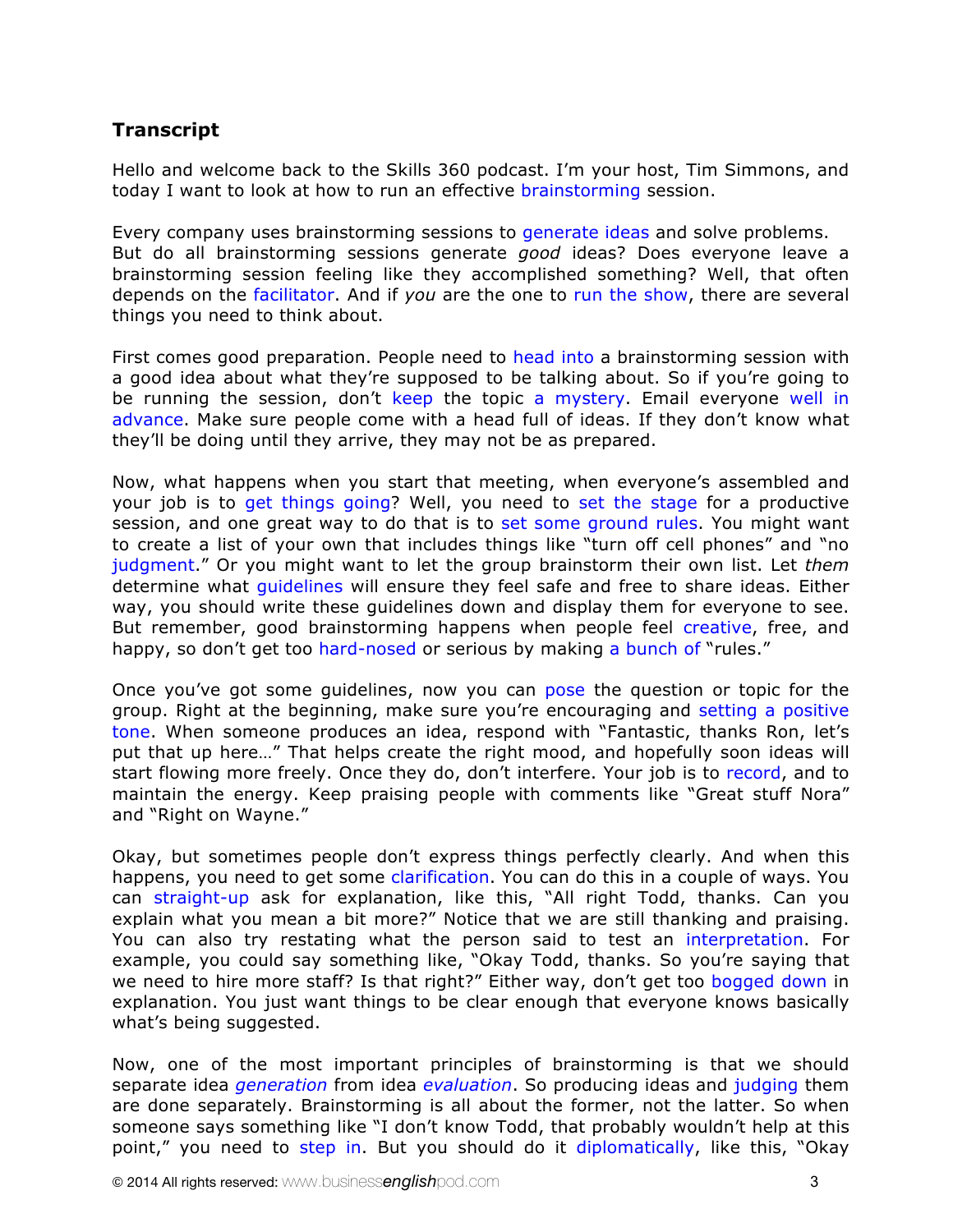## Transcript

Hello and welcome back to the Skills 360 podcast. I'm your host, Tim Simmons, and today I want to look at how to run an effective brainstorming session.

Every company uses brainstorming sessions to generate ideas and solve problems. But do all brainstorming sessions generate *good* ideas? Does everyone leave a brainstorming session feeling like they accomplished something? Well, that often depends on the facilitator. And if *you* are the one to run the show, there are several things you need to think about.

First comes good preparation. People need to head into a brainstorming session with a good idea about what they're supposed to be talking about. So if you're going to be running the session, don't keep the topic a mystery. Email everyone well in advance. Make sure people come with a head full of ideas. If they don't know what they'll be doing until they arrive, they may not be as prepared.

Now, what happens when you start that meeting, when everyone's assembled and your job is to get things going? Well, you need to set the stage for a productive session, and one great way to do that is to set some ground rules. You might want to create a list of your own that includes things like "turn off cell phones" and "no judgment." Or you might want to let the group brainstorm their own list. Let *them* determine what guidelines will ensure they feel safe and free to share ideas. Either way, you should write these guidelines down and display them for everyone to see. But remember, good brainstorming happens when people feel creative, free, and happy, so don't get too hard-nosed or serious by making a bunch of "rules."

Once you've got some guidelines, now you can pose the question or topic for the group. Right at the beginning, make sure you're encouraging and setting a positive tone. When someone produces an idea, respond with "Fantastic, thanks Ron, let's put that up here…" That helps create the right mood, and hopefully soon ideas will start flowing more freely. Once they do, don't interfere. Your job is to record, and to maintain the energy. Keep praising people with comments like "Great stuff Nora" and "Right on Wayne."

Okay, but sometimes people don't express things perfectly clearly. And when this happens, you need to get some clarification. You can do this in a couple of ways. You can straight-up ask for explanation, like this, "All right Todd, thanks. Can you explain what you mean a bit more?" Notice that we are still thanking and praising. You can also try restating what the person said to test an interpretation. For example, you could say something like, "Okay Todd, thanks. So you're saying that we need to hire more staff? Is that right?" Either way, don't get too bogged down in explanation. You just want things to be clear enough that everyone knows basically what's being suggested.

Now, one of the most important principles of brainstorming is that we should separate idea *generation* from idea *evaluation*. So producing ideas and judging them are done separately. Brainstorming is all about the former, not the latter. So when someone says something like "I don't know Todd, that probably wouldn't help at this point," you need to step in. But you should do it diplomatically, like this, "Okay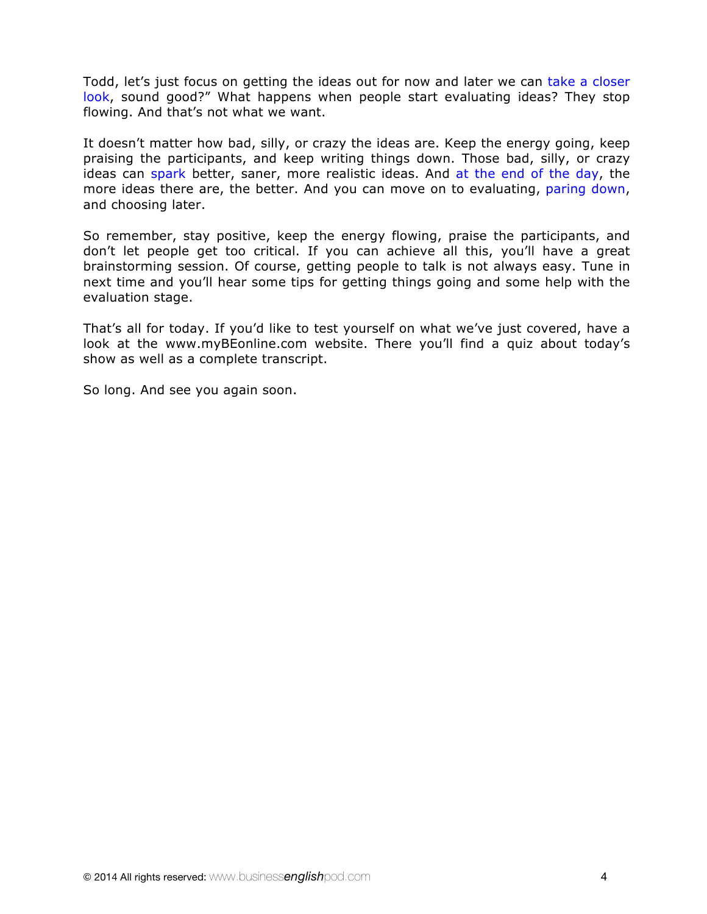Todd, let's just focus on getting the ideas out for now and later we can take a closer look, sound good?" What happens when people start evaluating ideas? They stop flowing. And that's not what we want.

It doesn't matter how bad, silly, or crazy the ideas are. Keep the energy going, keep praising the participants, and keep writing things down. Those bad, silly, or crazy ideas can spark better, saner, more realistic ideas. And at the end of the day, the more ideas there are, the better. And you can move on to evaluating, paring down, and choosing later.

So remember, stay positive, keep the energy flowing, praise the participants, and don't let people get too critical. If you can achieve all this, you'll have a great brainstorming session. Of course, getting people to talk is not always easy. Tune in next time and you'll hear some tips for getting things going and some help with the evaluation stage.

That's all for today. If you'd like to test yourself on what we've just covered, have a look at the www.myBEonline.com website. There you'll find a quiz about today's show as well as a complete transcript.

So long. And see you again soon.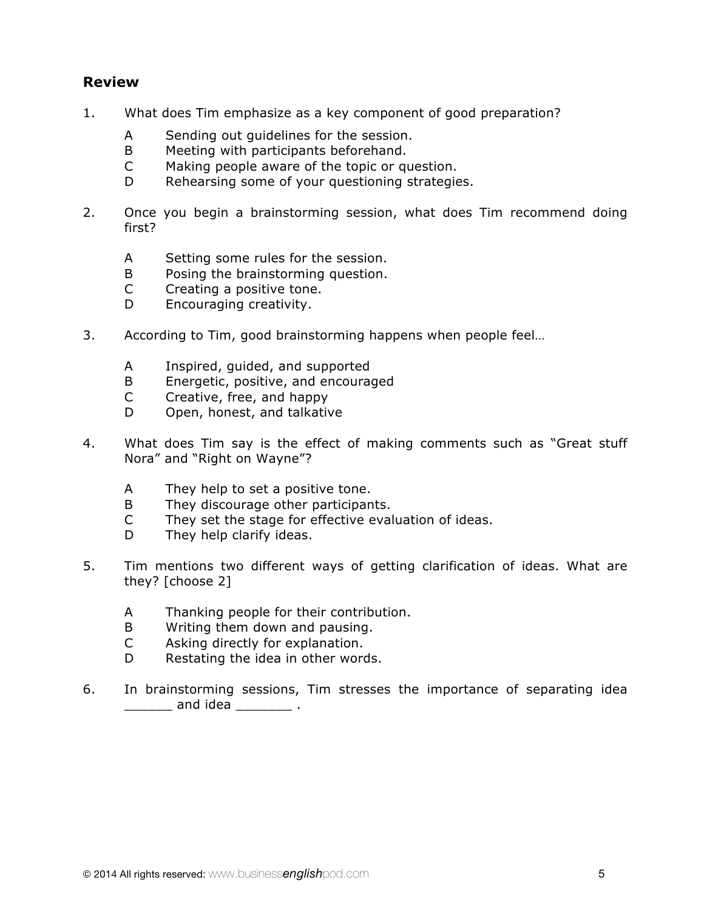## Review

1. What does Tim emphasize as a key component of good preparation?

   A Sending out guidelines for the session.
   B Meeting with participants beforehand.
   C Making people aware of the topic or question.
   D Rehearsing some of your questioning strategies.

2. Once you begin a brainstorming session, what does Tim recommend doing first?

   A Setting some rules for the session.
   B Posing the brainstorming question.
   C Creating a positive tone.
   D Encouraging creativity.

3. According to Tim, good brainstorming happens when people feel…

   A Inspired, guided, and supported
   B Energetic, positive, and encouraged
   C Creative, free, and happy
   D Open, honest, and talkative

4. What does Tim say is the effect of making comments such as "Great stuff Nora" and "Right on Wayne"?

   A They help to set a positive tone.
   B They discourage other participants.
   C They set the stage for effective evaluation of ideas.
   D They help clarify ideas.

5. Tim mentions two different ways of getting clarification of ideas. What are they? [choose 2]

   A Thanking people for their contribution.
   B Writing them down and pausing.
   C Asking directly for explanation.
   D Restating the idea in other words.

6. In brainstorming sessions, Tim stresses the importance of separating idea ______ and idea _______ .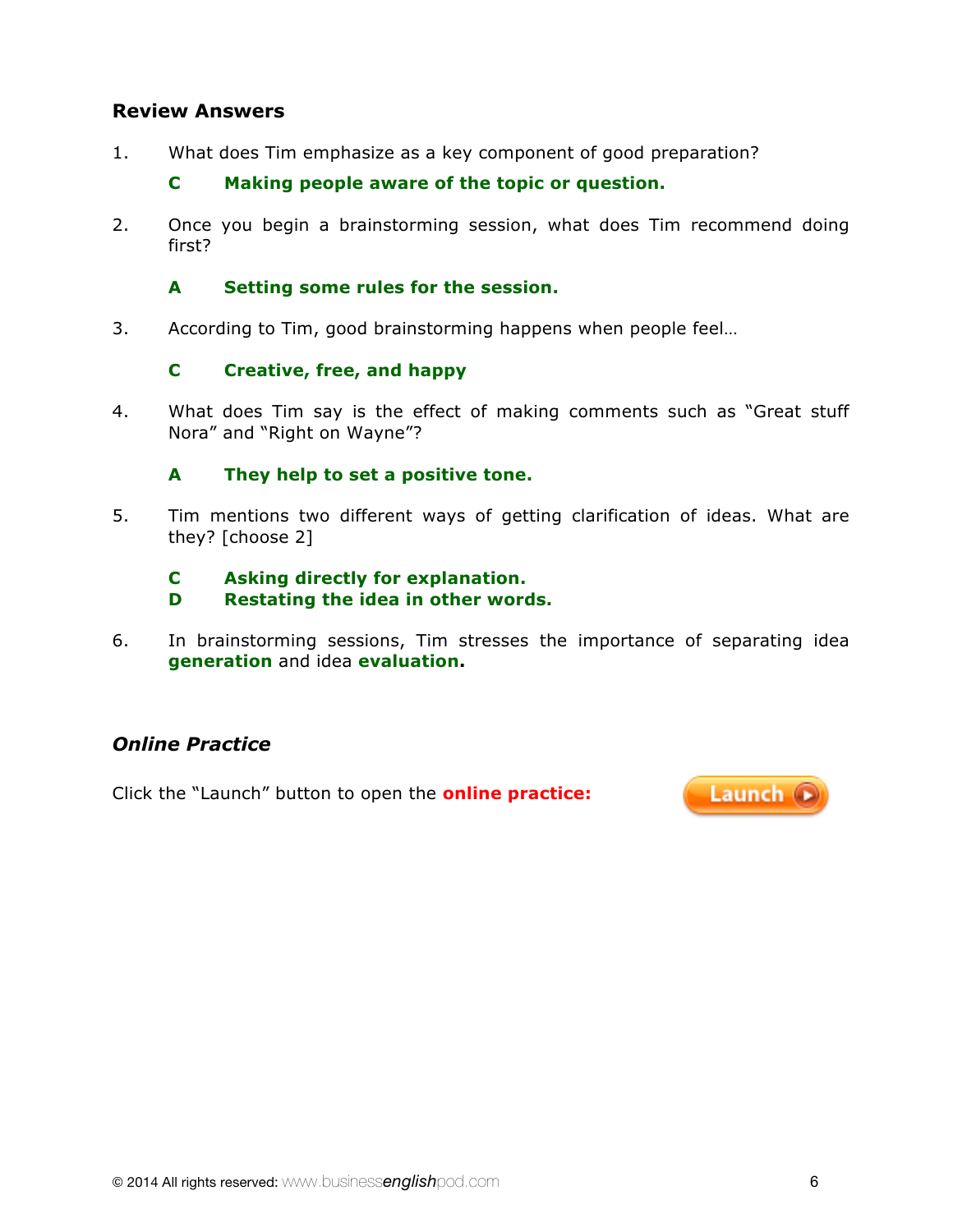## Review Answers

1. What does Tim emphasize as a key component of good preparation?

   **C Making people aware of the topic or question.**

2. Once you begin a brainstorming session, what does Tim recommend doing first?

   **A Setting some rules for the session.**

3. According to Tim, good brainstorming happens when people feel…

   **C Creative, free, and happy**

4. What does Tim say is the effect of making comments such as "Great stuff Nora" and "Right on Wayne"?

   **A They help to set a positive tone.**

5. Tim mentions two different ways of getting clarification of ideas. What are they? [choose 2]

   **C Asking directly for explanation.**
   **D Restating the idea in other words.**

6. In brainstorming sessions, Tim stresses the importance of separating idea **generation** and idea **evaluation.**

### *Online Practice*

Click the "Launch" button to open the **online practice:**

Launch